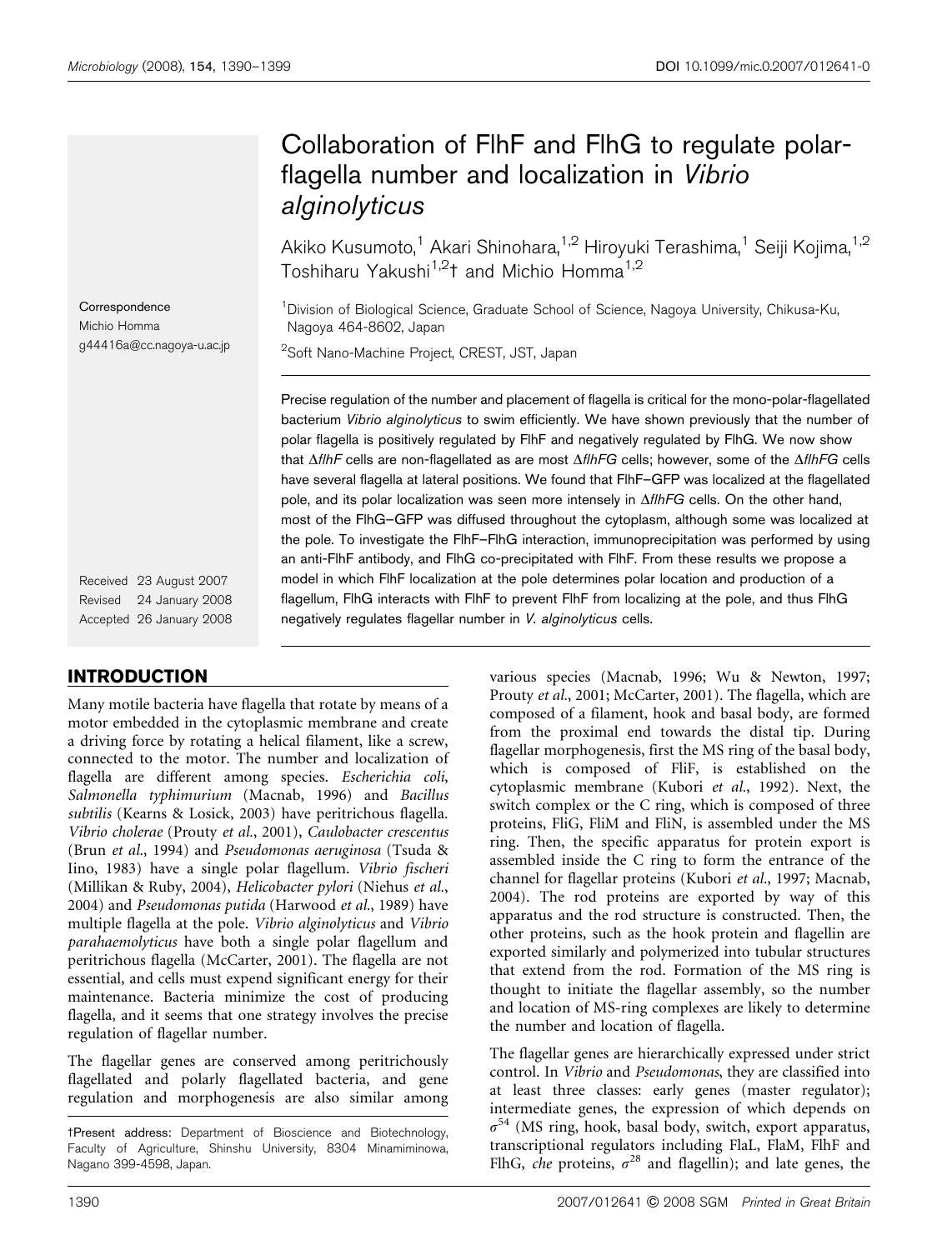# Collaboration of FlhF and FlhG to regulate polar-flagella number and localization in *Vibrio alginolyticus*

Akiko Kusumoto,[1] Akari Shinohara,[1,2] Hiroyuki Terashima,[1] Seiji Kojima,[1,2] Toshiharu Yakushi[1,2]† and Michio Homma[1,2]

[1]Division of Biological Science, Graduate School of Science, Nagoya University, Chikusa-Ku, Nagoya 464-8602, Japan

[2]Soft Nano-Machine Project, CREST, JST, Japan

Correspondence
Michio Homma
g44416a@cc.nagoya-u.ac.jp

Received 23 August 2007
Revised 24 January 2008
Accepted 26 January 2008

Precise regulation of the number and placement of flagella is critical for the mono-polar-flagellated bacterium *Vibrio alginolyticus* to swim efficiently. We have shown previously that the number of polar flagella is positively regulated by FlhF and negatively regulated by FlhG. We now show that Δ*flhF* cells are non-flagellated as are most Δ*flhFG* cells; however, some of the Δ*flhFG* cells have several flagella at lateral positions. We found that FlhF–GFP was localized at the flagellated pole, and its polar localization was seen more intensely in Δ*flhFG* cells. On the other hand, most of the FlhG–GFP was diffused throughout the cytoplasm, although some was localized at the pole. To investigate the FlhF–FlhG interaction, immunoprecipitation was performed by using an anti-FlhF antibody, and FlhG co-precipitated with FlhF. From these results we propose a model in which FlhF localization at the pole determines polar location and production of a flagellum, FlhG interacts with FlhF to prevent FlhF from localizing at the pole, and thus FlhG negatively regulates flagellar number in *V. alginolyticus* cells.

## INTRODUCTION

Many motile bacteria have flagella that rotate by means of a motor embedded in the cytoplasmic membrane and create a driving force by rotating a helical filament, like a screw, connected to the motor. The number and localization of flagella are different among species. *Escherichia coli*, *Salmonella typhimurium* (Macnab, 1996) and *Bacillus subtilis* (Kearns & Losick, 2003) have peritrichous flagella. *Vibrio cholerae* (Prouty *et al.*, 2001), *Caulobacter crescentus* (Brun *et al.*, 1994) and *Pseudomonas aeruginosa* (Tsuda & Iino, 1983) have a single polar flagellum. *Vibrio fischeri* (Millikan & Ruby, 2004), *Helicobacter pylori* (Niehus *et al.*, 2004) and *Pseudomonas putida* (Harwood *et al.*, 1989) have multiple flagella at the pole. *Vibrio alginolyticus* and *Vibrio parahaemolyticus* have both a single polar flagellum and peritrichous flagella (McCarter, 2001). The flagella are not essential, and cells must expend significant energy for their maintenance. Bacteria minimize the cost of producing flagella, and it seems that one strategy involves the precise regulation of flagellar number.

The flagellar genes are conserved among peritrichously flagellated and polarly flagellated bacteria, and gene regulation and morphogenesis are also similar among various species (Macnab, 1996; Wu & Newton, 1997; Prouty *et al.*, 2001; McCarter, 2001). The flagella, which are composed of a filament, hook and basal body, are formed from the proximal end towards the distal tip. During flagellar morphogenesis, first the MS ring of the basal body, which is composed of FliF, is established on the cytoplasmic membrane (Kubori *et al.*, 1992). Next, the switch complex or the C ring, which is composed of three proteins, FliG, FliM and FliN, is assembled under the MS ring. Then, the specific apparatus for protein export is assembled inside the C ring to form the entrance of the channel for flagellar proteins (Kubori *et al.*, 1997; Macnab, 2004). The rod proteins are exported by way of this apparatus and the rod structure is constructed. Then, the other proteins, such as the hook protein and flagellin are exported similarly and polymerized into tubular structures that extend from the rod. Formation of the MS ring is thought to initiate the flagellar assembly, so the number and location of MS-ring complexes are likely to determine the number and location of flagella.

The flagellar genes are hierarchically expressed under strict control. In *Vibrio* and *Pseudomonas*, they are classified into at least three classes: early genes (master regulator); intermediate genes, the expression of which depends on $\sigma^{54}$ (MS ring, hook, basal body, switch, export apparatus, transcriptional regulators including FlaL, FlaM, FlhF and FlhG, *che* proteins, $\sigma^{28}$ and flagellin); and late genes, the

†Present address: Department of Bioscience and Biotechnology, Faculty of Agriculture, Shinshu University, 8304 Minamiminowa, Nagano 399-4598, Japan.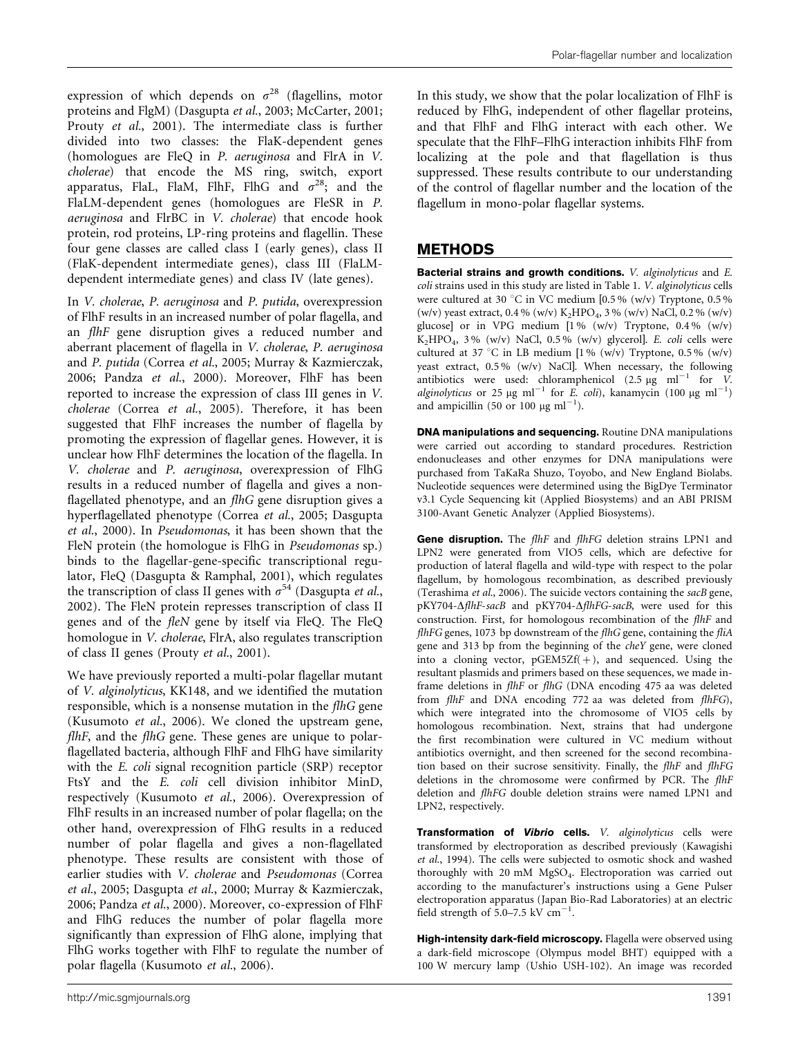expression of which depends on $\sigma^{28}$ (flagellins, motor proteins and FlgM) (Dasgupta *et al.*, 2003; McCarter, 2001; Prouty *et al.*, 2001). The intermediate class is further divided into two classes: the FlaK-dependent genes (homologues are FleQ in *P. aeruginosa* and FlrA in *V. cholerae*) that encode the MS ring, switch, export apparatus, FlaL, FlaM, FlhF, FlhG and $\sigma^{28}$; and the FlaLM-dependent genes (homologues are FleSR in *P. aeruginosa* and FlrBC in *V. cholerae*) that encode hook protein, rod proteins, LP-ring proteins and flagellin. These four gene classes are called class I (early genes), class II (FlaK-dependent intermediate genes), class III (FlaLM-dependent intermediate genes) and class IV (late genes).

In *V. cholerae*, *P. aeruginosa* and *P. putida*, overexpression of FlhF results in an increased number of polar flagella, and an *flhF* gene disruption gives a reduced number and aberrant placement of flagella in *V. cholerae*, *P. aeruginosa* and *P. putida* (Correa *et al.*, 2005; Murray & Kazmierczak, 2006; Pandza *et al.*, 2000). Moreover, FlhF has been reported to increase the expression of class III genes in *V. cholerae* (Correa *et al.*, 2005). Therefore, it has been suggested that FlhF increases the number of flagella by promoting the expression of flagellar genes. However, it is unclear how FlhF determines the location of the flagella. In *V. cholerae* and *P. aeruginosa*, overexpression of FlhG results in a reduced number of flagella and gives a non-flagellated phenotype, and an *flhG* gene disruption gives a hyperflagellated phenotype (Correa *et al.*, 2005; Dasgupta *et al.*, 2000). In *Pseudomonas*, it has been shown that the FleN protein (the homologue is FlhG in *Pseudomonas* sp.) binds to the flagellar-gene-specific transcriptional regulator, FleQ (Dasgupta & Ramphal, 2001), which regulates the transcription of class II genes with $\sigma^{54}$ (Dasgupta *et al.*, 2002). The FleN protein represses transcription of class II genes and of the *fleN* gene by itself via FleQ. The FleQ homologue in *V. cholerae*, FlrA, also regulates transcription of class II genes (Prouty *et al.*, 2001).

We have previously reported a multi-polar flagellar mutant of *V. alginolyticus*, KK148, and we identified the mutation responsible, which is a nonsense mutation in the *flhG* gene (Kusumoto *et al.*, 2006). We cloned the upstream gene, *flhF*, and the *flhG* gene. These genes are unique to polar-flagellated bacteria, although FlhF and FlhG have similarity with the *E. coli* signal recognition particle (SRP) receptor FtsY and the *E. coli* cell division inhibitor MinD, respectively (Kusumoto *et al.*, 2006). Overexpression of FlhF results in an increased number of polar flagella; on the other hand, overexpression of FlhG results in a reduced number of polar flagella and gives a non-flagellated phenotype. These results are consistent with those of earlier studies with *V. cholerae* and *Pseudomonas* (Correa *et al.*, 2005; Dasgupta *et al.*, 2000; Murray & Kazmierczak, 2006; Pandza *et al.*, 2000). Moreover, co-expression of FlhF and FlhG reduces the number of polar flagella more significantly than expression of FlhG alone, implying that FlhG works together with FlhF to regulate the number of polar flagella (Kusumoto *et al.*, 2006).

In this study, we show that the polar localization of FlhF is reduced by FlhG, independent of other flagellar proteins, and that FlhF and FlhG interact with each other. We speculate that the FlhF–FlhG interaction inhibits FlhF from localizing at the pole and that flagellation is thus suppressed. These results contribute to our understanding of the control of flagellar number and the location of the flagellum in mono-polar flagellar systems.

## METHODS

**Bacterial strains and growth conditions.** *V. alginolyticus* and *E. coli* strains used in this study are listed in Table 1. *V. alginolyticus* cells were cultured at 30 °C in VC medium [0.5 % (w/v) Tryptone, 0.5 % (w/v) yeast extract, 0.4 % (w/v) $K_2HPO_4$, 3 % (w/v) NaCl, 0.2 % (w/v) glucose] or in VPG medium [1 % (w/v) Tryptone, 0.4 % (w/v) $K_2HPO_4$, 3 % (w/v) NaCl, 0.5 % (w/v) glycerol]. *E. coli* cells were cultured at 37 °C in LB medium [1 % (w/v) Tryptone, 0.5 % (w/v) yeast extract, 0.5 % (w/v) NaCl]. When necessary, the following antibiotics were used: chloramphenicol (2.5 μg $ml^{-1}$ for *V. alginolyticus* or 25 μg $ml^{-1}$ for *E. coli*), kanamycin (100 μg $ml^{-1}$) and ampicillin (50 or 100 μg $ml^{-1}$).

**DNA manipulations and sequencing.** Routine DNA manipulations were carried out according to standard procedures. Restriction endonucleases and other enzymes for DNA manipulations were purchased from TaKaRa Shuzo, Toyobo, and New England Biolabs. Nucleotide sequences were determined using the BigDye Terminator v3.1 Cycle Sequencing kit (Applied Biosystems) and an ABI PRISM 3100-Avant Genetic Analyzer (Applied Biosystems).

**Gene disruption.** The *flhF* and *flhFG* deletion strains LPN1 and LPN2 were generated from VIO5 cells, which are defective for production of lateral flagella and wild-type with respect to the polar flagellum, by homologous recombination, as described previously (Terashima *et al.*, 2006). The suicide vectors containing the *sacB* gene, pKY704-Δ*flhF*-*sacB* and pKY704-Δ*flhFG*-*sacB*, were used for this construction. First, for homologous recombination of the *flhF* and *flhFG* genes, 1073 bp downstream of the *flhG* gene, containing the *fliA* gene and 313 bp from the beginning of the *cheY* gene, were cloned into a cloning vector, pGEM5Zf(+), and sequenced. Using the resultant plasmids and primers based on these sequences, we made in-frame deletions in *flhF* or *flhG* (DNA encoding 475 aa was deleted from *flhF* and DNA encoding 772 aa was deleted from *flhFG*), which were integrated into the chromosome of VIO5 cells by homologous recombination. Next, strains that had undergone the first recombination were cultured in VC medium without antibiotics overnight, and then screened for the second recombination based on their sucrose sensitivity. Finally, the *flhF* and *flhFG* deletions in the chromosome were confirmed by PCR. The *flhF* deletion and *flhFG* double deletion strains were named LPN1 and LPN2, respectively.

**Transformation of *Vibrio* cells.** *V. alginolyticus* cells were transformed by electroporation as described previously (Kawagishi *et al.*, 1994). The cells were subjected to osmotic shock and washed thoroughly with 20 mM $MgSO_4$. Electroporation was carried out according to the manufacturer's instructions using a Gene Pulser electroporation apparatus (Japan Bio-Rad Laboratories) at an electric field strength of 5.0–7.5 kV $cm^{-1}$.

**High-intensity dark-field microscopy.** Flagella were observed using a dark-field microscope (Olympus model BHT) equipped with a 100 W mercury lamp (Ushio USH-102). An image was recorded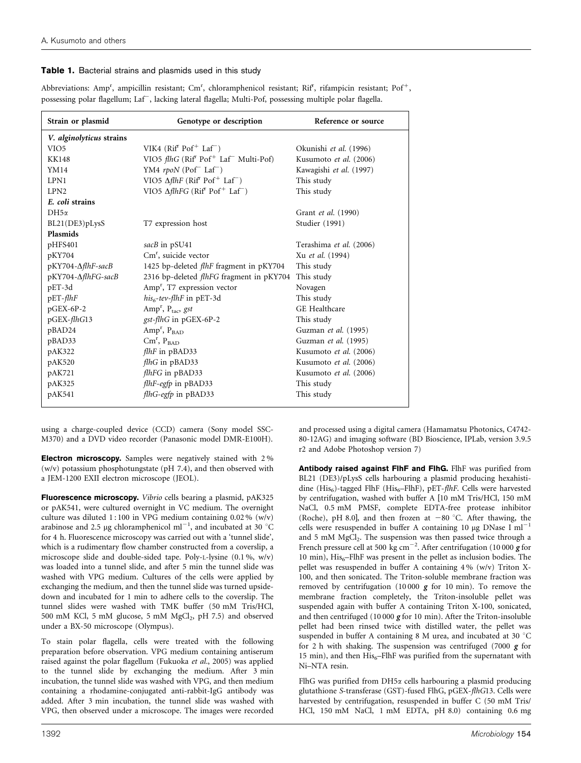**Table 1.** Bacterial strains and plasmids used in this study

Abbreviations: Amp$^r$, ampicillin resistant; Cm$^r$, chloramphenicol resistant; Rif$^r$, rifampicin resistant; Pof$^+$, possessing polar flagellum; Laf$^-$, lacking lateral flagella; Multi-Pof, possessing multiple polar flagella.

| Strain or plasmid | Genotype or description | Reference or source |
|---|---|---|
| ***V. alginolyticus* strains** | | |
| VIO5 | VIK4 (Rif$^r$ Pof$^+$ Laf$^-$) | Okunishi *et al.* (1996) |
| KK148 | VIO5 *flhG* (Rif$^r$ Pof$^+$ Laf$^-$ Multi-Pof) | Kusumoto *et al.* (2006) |
| YM14 | YM4 *rpoN* (Pof$^-$ Laf$^-$) | Kawagishi *et al.* (1997) |
| LPN1 | VIO5 Δ*flhF* (Rif$^r$ Pof$^+$ Laf$^-$) | This study |
| LPN2 | VIO5 Δ*flhFG* (Rif$^r$ Pof$^+$ Laf$^-$) | This study |
| ***E. coli* strains** | | |
| DH5α | | Grant *et al.* (1990) |
| BL21(DE3)pLysS | T7 expression host | Studier (1991) |
| **Plasmids** | | |
| pHFS401 | *sacB* in pSU41 | Terashima *et al.* (2006) |
| pKY704 | Cm$^r$, suicide vector | Xu *et al.* (1994) |
| pKY704-Δ*flhF-sacB* | 1425 bp-deleted *flhF* fragment in pKY704 | This study |
| pKY704-Δ*flhFG-sacB* | 2316 bp-deleted *flhFG* fragment in pKY704 | This study |
| pET-3d | Amp$^r$, T7 expression vector | Novagen |
| pET-*flhF* | *his$_6$-tev-flhF* in pET-3d | This study |
| pGEX-6P-2 | Amp$^r$, $P_{tac}$, *gst* | GE Healthcare |
| pGEX-*flhG*13 | *gst-flhG* in pGEX-6P-2 | This study |
| pBAD24 | Amp$^r$, $P_{BAD}$ | Guzman *et al.* (1995) |
| pBAD33 | Cm$^r$, $P_{BAD}$ | Guzman *et al.* (1995) |
| pAK322 | *flhF* in pBAD33 | Kusumoto *et al.* (2006) |
| pAK520 | *flhG* in pBAD33 | Kusumoto *et al.* (2006) |
| pAK721 | *flhFG* in pBAD33 | Kusumoto *et al.* (2006) |
| pAK325 | *flhF-egfp* in pBAD33 | This study |
| pAK541 | *flhG-egfp* in pBAD33 | This study |

using a charge-coupled device (CCD) camera (Sony model SSC-M370) and a DVD video recorder (Panasonic model DMR-E100H).

**Electron microscopy.** Samples were negatively stained with 2 % (w/v) potassium phosphotungstate (pH 7.4), and then observed with a JEM-1200 EXII electron microscope (JEOL).

**Fluorescence microscopy.** *Vibrio* cells bearing a plasmid, pAK325 or pAK541, were cultured overnight in VC medium. The overnight culture was diluted 1 : 100 in VPG medium containing 0.02 % (w/v) arabinose and 2.5 μg chloramphenicol ml$^{-1}$, and incubated at 30 °C for 4 h. Fluorescence microscopy was carried out with a 'tunnel slide', which is a rudimentary flow chamber constructed from a coverslip, a microscope slide and double-sided tape. Poly-L-lysine (0.1 %, w/v) was loaded into a tunnel slide, and after 5 min the tunnel slide was washed with VPG medium. Cultures of the cells were applied by exchanging the medium, and then the tunnel slide was turned upside-down and incubated for 1 min to adhere cells to the coverslip. The tunnel slides were washed with TMK buffer (50 mM Tris/HCl, 500 mM KCl, 5 mM glucose, 5 mM $MgCl_2$, pH 7.5) and observed under a BX-50 microscope (Olympus).

To stain polar flagella, cells were treated with the following preparation before observation. VPG medium containing antiserum raised against the polar flagellum (Fukuoka *et al.*, 2005) was applied to the tunnel slide by exchanging the medium. After 3 min incubation, the tunnel slide was washed with VPG, and then medium containing a rhodamine-conjugated anti-rabbit-IgG antibody was added. After 3 min incubation, the tunnel slide was washed with VPG, then observed under a microscope. The images were recorded and processed using a digital camera (Hamamatsu Photonics, C4742-80-12AG) and imaging software (BD Bioscience, IPLab, version 3.9.5 r2 and Adobe Photoshop version 7)

**Antibody raised against FlhF and FlhG.** FlhF was purified from BL21 (DE3)/pLysS cells harbouring a plasmid producing hexahistidine (His$_6$)-tagged FlhF (His$_6$–FlhF), pET-*flhF*. Cells were harvested by centrifugation, washed with buffer A [10 mM Tris/HCl, 150 mM NaCl, 0.5 mM PMSF, complete EDTA-free protease inhibitor (Roche), pH 8.0], and then frozen at −80 °C. After thawing, the cells were resuspended in buffer A containing 10 μg DNase I ml$^{-1}$ and 5 mM $MgCl_2$. The suspension was then passed twice through a French pressure cell at 500 kg cm$^{-2}$. After centrifugation (10 000 ***g*** for 10 min), His$_6$–FlhF was present in the pellet as inclusion bodies. The pellet was resuspended in buffer A containing 4 % (w/v) Triton X-100, and then sonicated. The Triton-soluble membrane fraction was removed by centrifugation (10 000 ***g*** for 10 min). To remove the membrane fraction completely, the Triton-insoluble pellet was suspended again with buffer A containing Triton X-100, sonicated, and then centrifuged (10 000 ***g*** for 10 min). After the Triton-insoluble pellet had been rinsed twice with distilled water, the pellet was suspended in buffer A containing 8 M urea, and incubated at 30 °C for 2 h with shaking. The suspension was centrifuged (7000 ***g*** for 15 min), and then His$_6$–FlhF was purified from the supernatant with Ni–NTA resin.

FlhG was purified from DH5α cells harbouring a plasmid producing glutathione *S*-transferase (GST)-fused FlhG, pGEX-*flhG*13. Cells were harvested by centrifugation, resuspended in buffer C (50 mM Tris/HCl, 150 mM NaCl, 1 mM EDTA, pH 8.0) containing 0.6 mg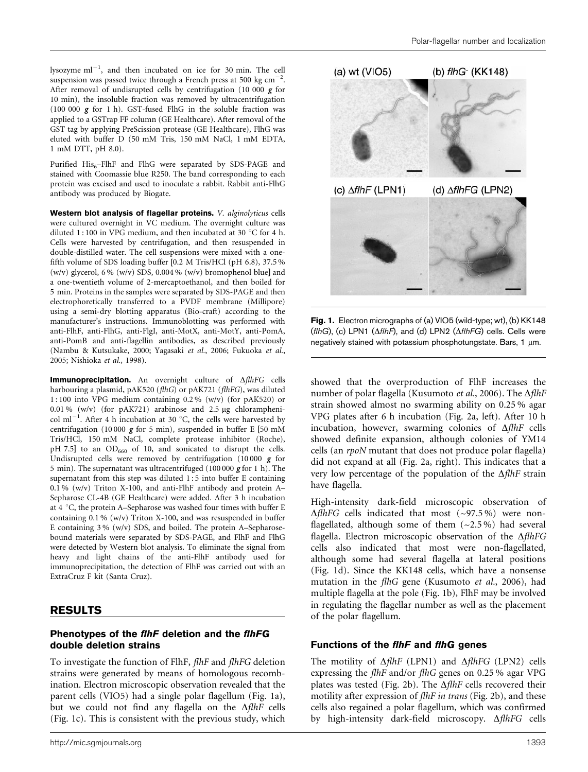lysozyme $ml^{-1}$, and then incubated on ice for 30 min. The cell suspension was passed twice through a French press at 500 kg $cm^{-2}$. After removal of undisrupted cells by centrifugation (10 000 *g* for 10 min), the insoluble fraction was removed by ultracentrifugation (100 000 *g* for 1 h). GST-fused FlhG in the soluble fraction was applied to a GSTrap FF column (GE Healthcare). After removal of the GST tag by applying PreScission protease (GE Healthcare), FlhG was eluted with buffer D (50 mM Tris, 150 mM NaCl, 1 mM EDTA, 1 mM DTT, pH 8.0).

Purified $His_6$–FlhF and FlhG were separated by SDS-PAGE and stained with Coomassie blue R250. The band corresponding to each protein was excised and used to inoculate a rabbit. Rabbit anti-FlhG antibody was produced by Biogate.

**Western blot analysis of flagellar proteins.** *V. alginolyticus* cells were cultured overnight in VC medium. The overnight culture was diluted 1 : 100 in VPG medium, and then incubated at 30 °C for 4 h. Cells were harvested by centrifugation, and then resuspended in double-distilled water. The cell suspensions were mixed with a one-fifth volume of SDS loading buffer [0.2 M Tris/HCl (pH 6.8), 37.5 % (w/v) glycerol, 6 % (w/v) SDS, 0.004 % (w/v) bromophenol blue] and a one-twentieth volume of 2-mercaptoethanol, and then boiled for 5 min. Proteins in the samples were separated by SDS-PAGE and then electrophoretically transferred to a PVDF membrane (Millipore) using a semi-dry blotting apparatus (Bio-craft) according to the manufacturer's instructions. Immunoblotting was performed with anti-FlhF, anti-FlhG, anti-FlgI, anti-MotX, anti-MotY, anti-PomA, anti-PomB and anti-flagellin antibodies, as described previously (Nambu & Kutsukake, 2000; Yagasaki *et al.*, 2006; Fukuoka *et al.*, 2005; Nishioka *et al.*, 1998).

**Immunoprecipitation.** An overnight culture of Δ*flhFG* cells harbouring a plasmid, pAK520 (*flhG*) or pAK721 (*flhFG*), was diluted 1 : 100 into VPG medium containing 0.2 % (w/v) (for pAK520) or 0.01 % (w/v) (for pAK721) arabinose and 2.5 μg chloramphenicol $ml^{-1}$. After 4 h incubation at 30 °C, the cells were harvested by centrifugation (10 000 *g* for 5 min), suspended in buffer E [50 mM Tris/HCl, 150 mM NaCl, complete protease inhibitor (Roche), pH 7.5] to an $OD_{660}$ of 10, and sonicated to disrupt the cells. Undisrupted cells were removed by centrifugation (10 000 *g* for 5 min). The supernatant was ultracentrifuged (100 000 *g* for 1 h). The supernatant from this step was diluted 1 : 5 into buffer E containing 0.1 % (w/v) Triton X-100, and anti-FlhF antibody and protein A–Sepharose CL-4B (GE Healthcare) were added. After 3 h incubation at 4 °C, the protein A–Sepharose was washed four times with buffer E containing 0.1 % (w/v) Triton X-100, and was resuspended in buffer E containing 3 % (w/v) SDS, and boiled. The protein A–Sepharose-bound materials were separated by SDS-PAGE, and FlhF and FlhG were detected by Western blot analysis. To eliminate the signal from heavy and light chains of the anti-FlhF antibody used for immunoprecipitation, the detection of FlhF was carried out with an ExtraCruz F kit (Santa Cruz).

## RESULTS

### Phenotypes of the *flhF* deletion and the *flhFG* double deletion strains

To investigate the function of FlhF, *flhF* and *flhFG* deletion strains were generated by means of homologous recombination. Electron microscopic observation revealed that the parent cells (VIO5) had a single polar flagellum (Fig. 1a), but we could not find any flagella on the Δ*flhF* cells (Fig. 1c). This is consistent with the previous study, which showed that the overproduction of FlhF increases the number of polar flagella (Kusumoto *et al.*, 2006). The Δ*flhF* strain showed almost no swarming ability on 0.25 % agar VPG plates after 6 h incubation (Fig. 2a, left). After 10 h incubation, however, swarming colonies of Δ*flhF* cells showed definite expansion, although colonies of YM14 cells (an *rpoN* mutant that does not produce polar flagella) did not expand at all (Fig. 2a, right). This indicates that a very low percentage of the population of the Δ*flhF* strain have flagella.

(a) wt (VIO5)

(b) *flhG*⁻ (KK148)

(c) Δ*flhF* (LPN1)

(d) Δ*flhFG* (LPN2)

**Fig. 1.** Electron micrographs of (a) VIO5 (wild-type; wt), (b) KK148 (*flhG*), (c) LPN1 (Δ*flhF*), and (d) LPN2 (Δ*flhFG*) cells. Cells were negatively stained with potassium phosphotungstate. Bars, 1 μm.

High-intensity dark-field microscopic observation of Δ*flhFG* cells indicated that most (~97.5 %) were non-flagellated, although some of them (~2.5 %) had several flagella. Electron microscopic observation of the Δ*flhFG* cells also indicated that most were non-flagellated, although some had several flagella at lateral positions (Fig. 1d). Since the KK148 cells, which have a nonsense mutation in the *flhG* gene (Kusumoto *et al.*, 2006), had multiple flagella at the pole (Fig. 1b), FlhF may be involved in regulating the flagellar number as well as the placement of the polar flagellum.

### Functions of the *flhF* and *flhG* genes

The motility of Δ*flhF* (LPN1) and Δ*flhFG* (LPN2) cells expressing the *flhF* and/or *flhG* genes on 0.25 % agar VPG plates was tested (Fig. 2b). The Δ*flhF* cells recovered their motility after expression of *flhF in trans* (Fig. 2b), and these cells also regained a polar flagellum, which was confirmed by high-intensity dark-field microscopy. Δ*flhFG* cells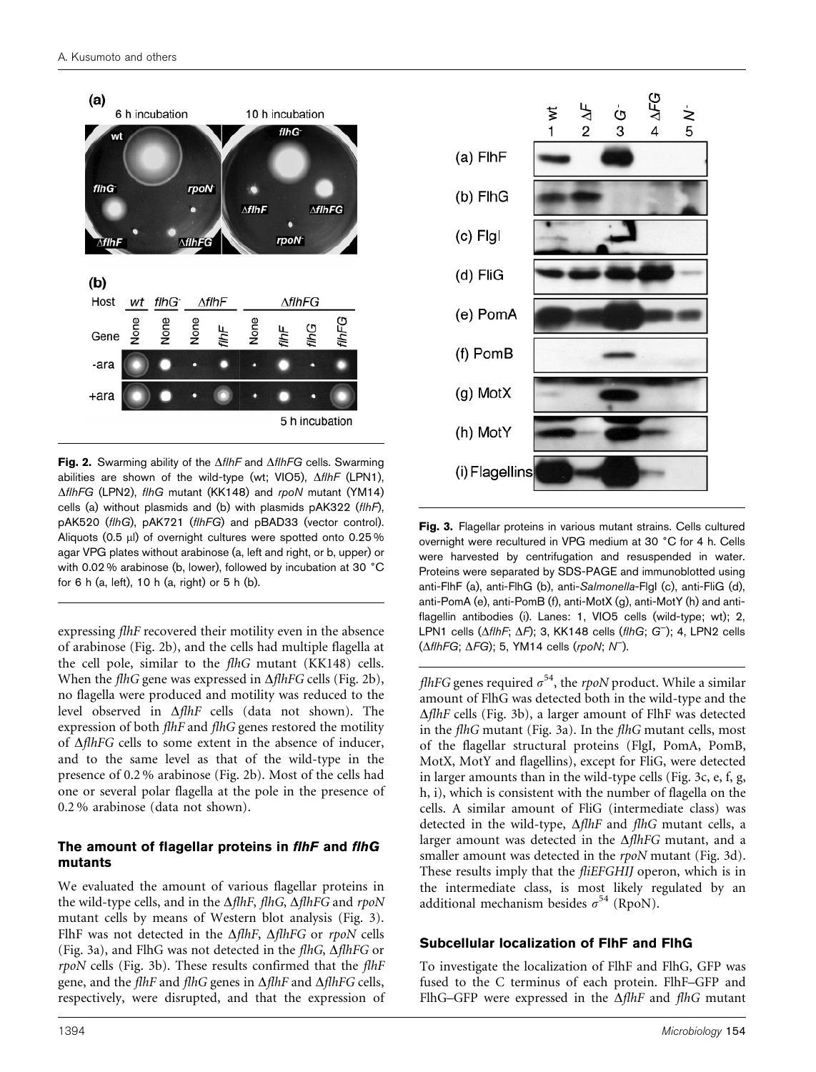(a)

6 h incubation

10 h incubation

wt

flhG⁻

rpoN⁻

ΔflhF

ΔflhFG

flhG⁻

ΔflhF

ΔflhFG

rpoN⁻

(b)

Host: wt, flhG⁻, ΔflhF, ΔflhFG

Gene: None, None, None, flhF, None, flhF, flhG, flhFG

-ara

+ara

5 h incubation

**Fig. 2.** Swarming ability of the Δ*flhF* and Δ*flhFG* cells. Swarming abilities are shown of the wild-type (wt; VIO5), Δ*flhF* (LPN1), Δ*flhFG* (LPN2), *flhG* mutant (KK148) and *rpoN* mutant (YM14) cells (a) without plasmids and (b) with plasmids pAK322 (*flhF*), pAK520 (*flhG*), pAK721 (*flhFG*) and pBAD33 (vector control). Aliquots (0.5 μl) of overnight cultures were spotted onto 0.25 % agar VPG plates without arabinose (a, left and right, or b, upper) or with 0.02 % arabinose (b, lower), followed by incubation at 30 °C for 6 h (a, left), 10 h (a, right) or 5 h (b).

expressing *flhF* recovered their motility even in the absence of arabinose (Fig. 2b), and the cells had multiple flagella at the cell pole, similar to the *flhG* mutant (KK148) cells. When the *flhG* gene was expressed in Δ*flhFG* cells (Fig. 2b), no flagella were produced and motility was reduced to the level observed in Δ*flhF* cells (data not shown). The expression of both *flhF* and *flhG* genes restored the motility of Δ*flhFG* cells to some extent in the absence of inducer, and to the same level as that of the wild-type in the presence of 0.2 % arabinose (Fig. 2b). Most of the cells had one or several polar flagella at the pole in the presence of 0.2 % arabinose (data not shown).

### The amount of flagellar proteins in *flhF* and *flhG* mutants

We evaluated the amount of various flagellar proteins in the wild-type cells, and in the Δ*flhF*, *flhG*, Δ*flhFG* and *rpoN* mutant cells by means of Western blot analysis (Fig. 3). FlhF was not detected in the Δ*flhF*, Δ*flhFG* or *rpoN* cells (Fig. 3a), and FlhG was not detected in the *flhG*, Δ*flhFG* or *rpoN* cells (Fig. 3b). These results confirmed that the *flhF* gene, and the *flhF* and *flhG* genes in Δ*flhF* and Δ*flhFG* cells, respectively, were disrupted, and that the expression of

1 wt, 2 ΔF, 3 G⁻, 4 ΔFG, 5 N⁻

(a) FlhF

(b) FlhG

(c) FlgI

(d) FliG

(e) PomA

(f) PomB

(g) MotX

(h) MotY

(i) Flagellins

**Fig. 3.** Flagellar proteins in various mutant strains. Cells cultured overnight were recultured in VPG medium at 30 °C for 4 h. Cells were harvested by centrifugation and resuspended in water. Proteins were separated by SDS-PAGE and immunoblotted using anti-FlhF (a), anti-FlhG (b), anti-*Salmonella*-FlgI (c), anti-FliG (d), anti-PomA (e), anti-PomB (f), anti-MotX (g), anti-MotY (h) and anti-flagellin antibodies (i). Lanes: 1, VIO5 cells (wild-type; wt); 2, LPN1 cells (Δ*flhF*; Δ*F*); 3, KK148 cells (*flhG*; *G*⁻); 4, LPN2 cells (Δ*flhFG*; Δ*FG*); 5, YM14 cells (*rpoN*; *N*⁻).

*flhFG* genes required $\sigma^{54}$, the *rpoN* product. While a similar amount of FlhG was detected both in the wild-type and the Δ*flhF* cells (Fig. 3b), a larger amount of FlhF was detected in the *flhG* mutant (Fig. 3a). In the *flhG* mutant cells, most of the flagellar structural proteins (FlgI, PomA, PomB, MotX, MotY and flagellins), except for FliG, were detected in larger amounts than in the wild-type cells (Fig. 3c, e, f, g, h, i), which is consistent with the number of flagella on the cells. A similar amount of FliG (intermediate class) was detected in the wild-type, Δ*flhF* and *flhG* mutant cells, a larger amount was detected in the Δ*flhFG* mutant, and a smaller amount was detected in the *rpoN* mutant (Fig. 3d). These results imply that the *fliEFGHIJ* operon, which is in the intermediate class, is most likely regulated by an additional mechanism besides $\sigma^{54}$ (RpoN).

### Subcellular localization of FlhF and FlhG

To investigate the localization of FlhF and FlhG, GFP was fused to the C terminus of each protein. FlhF–GFP and FlhG–GFP were expressed in the Δ*flhF* and *flhG* mutant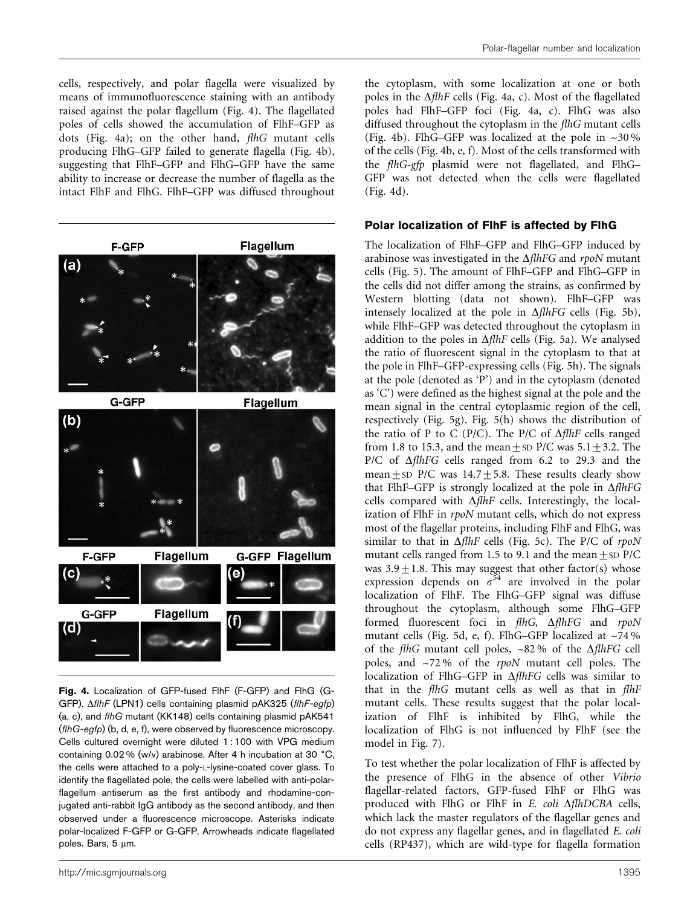cells, respectively, and polar flagella were visualized by means of immunofluorescence staining with an antibody raised against the polar flagellum (Fig. 4). The flagellated poles of cells showed the accumulation of FlhF–GFP as dots (Fig. 4a); on the other hand, *flhG* mutant cells producing FlhG–GFP failed to generate flagella (Fig. 4b), suggesting that FlhF–GFP and FlhG–GFP have the same ability to increase or decrease the number of flagella as the intact FlhF and FlhG. FlhF–GFP was diffused throughout the cytoplasm, with some localization at one or both poles in the Δ*flhF* cells (Fig. 4a, c). Most of the flagellated poles had FlhF–GFP foci (Fig. 4a, c). FlhG was also diffused throughout the cytoplasm in the *flhG* mutant cells (Fig. 4b). FlhG–GFP was localized at the pole in ~30 % of the cells (Fig. 4b, e, f). Most of the cells transformed with the *flhG-gfp* plasmid were not flagellated, and FlhG–GFP was not detected when the cells were flagellated (Fig. 4d).

F-GFP Flagellum (a)

G-GFP Flagellum (b)

F-GFP Flagellum (c) G-GFP Flagellum (e)

G-GFP Flagellum (d) (f)

**Fig. 4.** Localization of GFP-fused FlhF (F-GFP) and FlhG (G-GFP). Δ*flhF* (LPN1) cells containing plasmid pAK325 (*flhF-egfp*) (a, c), and *flhG* mutant (KK148) cells containing plasmid pAK541 (*flhG-egfp*) (b, d, e, f), were observed by fluorescence microscopy. Cells cultured overnight were diluted 1 : 100 with VPG medium containing 0.02 % (w/v) arabinose. After 4 h incubation at 30 °C, the cells were attached to a poly-L-lysine-coated cover glass. To identify the flagellated pole, the cells were labelled with anti-polar-flagellum antiserum as the first antibody and rhodamine-conjugated anti-rabbit IgG antibody as the second antibody, and then observed under a fluorescence microscope. Asterisks indicate polar-localized F-GFP or G-GFP. Arrowheads indicate flagellated poles. Bars, 5 μm.

## Polar localization of FlhF is affected by FlhG

The localization of FlhF–GFP and FlhG–GFP induced by arabinose was investigated in the Δ*flhFG* and *rpoN* mutant cells (Fig. 5). The amount of FlhF–GFP and FlhG–GFP in the cells did not differ among the strains, as confirmed by Western blotting (data not shown). FlhF–GFP was intensely localized at the pole in Δ*flhFG* cells (Fig. 5b), while FlhF–GFP was detected throughout the cytoplasm in addition to the poles in Δ*flhF* cells (Fig. 5a). We analysed the ratio of fluorescent signal in the cytoplasm to that at the pole in FlhF–GFP-expressing cells (Fig. 5h). The signals at the pole (denoted as 'P') and in the cytoplasm (denoted as 'C') were defined as the highest signal at the pole and the mean signal in the central cytoplasmic region of the cell, respectively (Fig. 5g). Fig. 5(h) shows the distribution of the ratio of P to C (P/C). The P/C of Δ*flhF* cells ranged from 1.8 to 15.3, and the mean ± SD P/C was 5.1 ± 3.2. The P/C of Δ*flhFG* cells ranged from 6.2 to 29.3 and the mean ± SD P/C was 14.7 ± 5.8. These results clearly show that FlhF–GFP is strongly localized at the pole in Δ*flhFG* cells compared with Δ*flhF* cells. Interestingly, the localization of FlhF in *rpoN* mutant cells, which do not express most of the flagellar proteins, including FlhF and FlhG, was similar to that in Δ*flhF* cells (Fig. 5c). The P/C of *rpoN* mutant cells ranged from 1.5 to 9.1 and the mean ± SD P/C was 3.9 ± 1.8. This may suggest that other factor(s) whose expression depends on $\sigma^{54}$ are involved in the polar localization of FlhF. The FlhG–GFP signal was diffuse throughout the cytoplasm, although some FlhG–GFP formed fluorescent foci in *flhG*, Δ*flhFG* and *rpoN* mutant cells (Fig. 5d, e, f). FlhG–GFP localized at ~74 % of the *flhG* mutant cell poles, ~82 % of the Δ*flhFG* cell poles, and ~72 % of the *rpoN* mutant cell poles. The localization of FlhG–GFP in Δ*flhFG* cells was similar to that in the *flhG* mutant cells as well as that in *flhF* mutant cells. These results suggest that the polar localization of FlhF is inhibited by FlhG, while the localization of FlhG is not influenced by FlhF (see the model in Fig. 7).

To test whether the polar localization of FlhF is affected by the presence of FlhG in the absence of other *Vibrio* flagellar-related factors, GFP-fused FlhF or FlhG was produced with FlhG or FlhF in *E. coli* Δ*flhDCBA* cells, which lack the master regulators of the flagellar genes and do not express any flagellar genes, and in flagellated *E. coli* cells (RP437), which are wild-type for flagella formation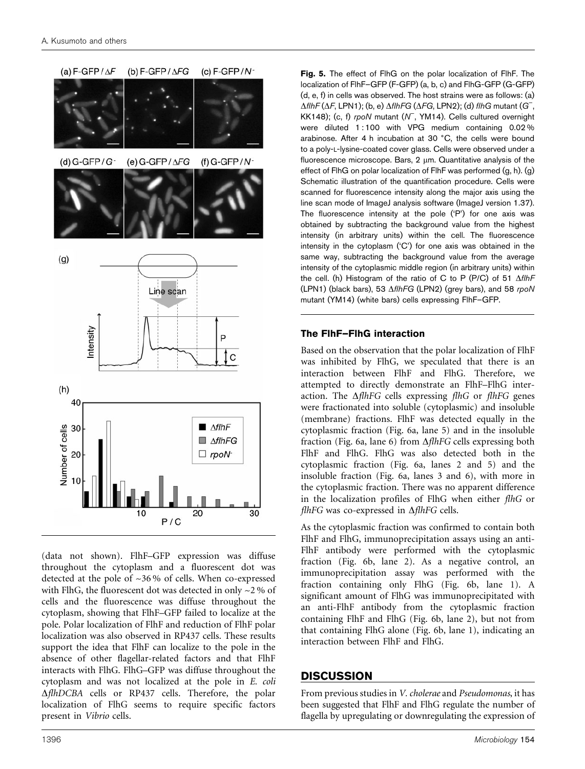(a) F-GFP / ΔF (b) F-GFP / ΔFG (c) F-GFP / N⁻

(d) G-GFP / G⁻ (e) G-GFP / ΔFG (f) G-GFP / N⁻

(g)

Line scan

Intensity

P

C

(h)

Number of cells

40

30

20

10

10

20

30

P / C

ΔflhF

ΔflhFG

rpoN⁻

**Fig. 5.** The effect of FlhG on the polar localization of FlhF. The localization of FlhF–GFP (F-GFP) (a, b, c) and FlhG-GFP (G-GFP) (d, e, f) in cells was observed. The host strains were as follows: (a) Δ*flhF* (Δ*F*, LPN1); (b, e) Δ*flhFG* (Δ*FG*, LPN2); (d) *flhG* mutant ($G^-$, KK148); (c, f) *rpoN* mutant ($N^-$, YM14). Cells cultured overnight were diluted 1 : 100 with VPG medium containing 0.02 % arabinose. After 4 h incubation at 30 °C, the cells were bound to a poly-L-lysine-coated cover glass. Cells were observed under a fluorescence microscope. Bars, 2 μm. Quantitative analysis of the effect of FlhG on polar localization of FlhF was performed (g, h). (g) Schematic illustration of the quantification procedure. Cells were scanned for fluorescence intensity along the major axis using the line scan mode of ImageJ analysis software (ImageJ version 1.37). The fluorescence intensity at the pole ('P') for one axis was obtained by subtracting the background value from the highest intensity (in arbitrary units) within the cell. The fluorescence intensity in the cytoplasm ('C') for one axis was obtained in the same way, subtracting the background value from the average intensity of the cytoplasmic middle region (in arbitrary units) within the cell. (h) Histogram of the ratio of C to P (P/C) of 51 Δ*flhF* (LPN1) (black bars), 53 Δ*flhFG* (LPN2) (grey bars), and 58 *rpoN* mutant (YM14) (white bars) cells expressing FlhF–GFP.

(data not shown). FlhF–GFP expression was diffuse throughout the cytoplasm and a fluorescent dot was detected at the pole of ~36 % of cells. When co-expressed with FlhG, the fluorescent dot was detected in only ~2 % of cells and the fluorescence was diffuse throughout the cytoplasm, showing that FlhF–GFP failed to localize at the pole. Polar localization of FlhF and reduction of FlhF polar localization was also observed in RP437 cells. These results support the idea that FlhF can localize to the pole in the absence of other flagellar-related factors and that FlhF interacts with FlhG. FlhG–GFP was diffuse throughout the cytoplasm and was not localized at the pole in *E. coli* Δ*flhDCBA* cells or RP437 cells. Therefore, the polar localization of FlhG seems to require specific factors present in *Vibrio* cells.

### The FlhF–FlhG interaction

Based on the observation that the polar localization of FlhF was inhibited by FlhG, we speculated that there is an interaction between FlhF and FlhG. Therefore, we attempted to directly demonstrate an FlhF–FlhG interaction. The Δ*flhFG* cells expressing *flhG* or *flhFG* genes were fractionated into soluble (cytoplasmic) and insoluble (membrane) fractions. FlhF was detected equally in the cytoplasmic fraction (Fig. 6a, lane 5) and in the insoluble fraction (Fig. 6a, lane 6) from Δ*flhFG* cells expressing both FlhF and FlhG. FlhG was also detected both in the cytoplasmic fraction (Fig. 6a, lanes 2 and 5) and the insoluble fraction (Fig. 6a, lanes 3 and 6), with more in the cytoplasmic fraction. There was no apparent difference in the localization profiles of FlhG when either *flhG* or *flhFG* was co-expressed in Δ*flhFG* cells.

As the cytoplasmic fraction was confirmed to contain both FlhF and FlhG, immunoprecipitation assays using an anti-FlhF antibody were performed with the cytoplasmic fraction (Fig. 6b, lane 2). As a negative control, an immunoprecipitation assay was performed with the fraction containing only FlhG (Fig. 6b, lane 1). A significant amount of FlhG was immunoprecipitated with an anti-FlhF antibody from the cytoplasmic fraction containing FlhF and FlhG (Fig. 6b, lane 2), but not from that containing FlhG alone (Fig. 6b, lane 1), indicating an interaction between FlhF and FlhG.

## DISCUSSION

From previous studies in *V. cholerae* and *Pseudomonas*, it has been suggested that FlhF and FlhG regulate the number of flagella by upregulating or downregulating the expression of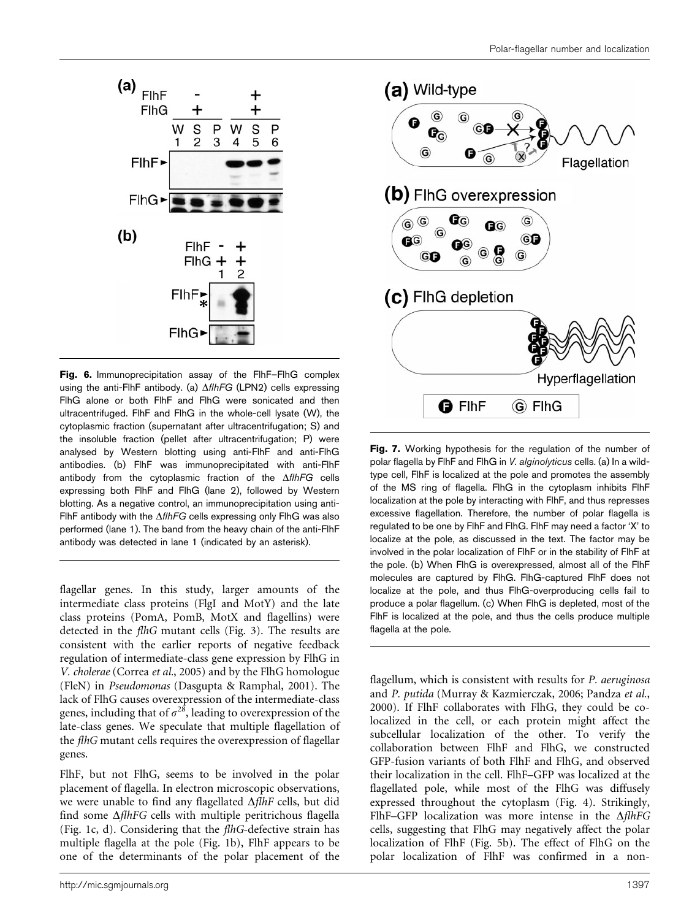(a)

FlhF - +

FlhG + +

W S P W S P

1 2 3 4 5 6

FlhF►

FlhG►

(b)

FlhF - +

FlhG + +

1 2

FlhF►

*

FlhG►

**Fig. 6.** Immunoprecipitation assay of the FlhF–FlhG complex using the anti-FlhF antibody. (a) Δ*flhFG* (LPN2) cells expressing FlhG alone or both FlhF and FlhG were sonicated and then ultracentrifuged. FlhF and FlhG in the whole-cell lysate (W), the cytoplasmic fraction (supernatant after ultracentrifugation; S) and the insoluble fraction (pellet after ultracentrifugation; P) were analysed by Western blotting using anti-FlhF and anti-FlhG antibodies. (b) FlhF was immunoprecipitated with anti-FlhF antibody from the cytoplasmic fraction of the Δ*flhFG* cells expressing both FlhF and FlhG (lane 2), followed by Western blotting. As a negative control, an immunoprecipitation using anti-FlhF antibody with the Δ*flhFG* cells expressing only FlhG was also performed (lane 1). The band from the heavy chain of the anti-FlhF antibody was detected in lane 1 (indicated by an asterisk).

(a) Wild-type

Flagellation

(b) FlhG overexpression

(c) FlhG depletion

Hyperflagellation

F FlhF G FlhG

**Fig. 7.** Working hypothesis for the regulation of the number of polar flagella by FlhF and FlhG in *V. alginolyticus* cells. (a) In a wild-type cell, FlhF is localized at the pole and promotes the assembly of the MS ring of flagella. FlhG in the cytoplasm inhibits FlhF localization at the pole by interacting with FlhF, and thus represses excessive flagellation. Therefore, the number of polar flagella is regulated to be one by FlhF and FlhG. FlhF may need a factor 'X' to localize at the pole, as discussed in the text. The factor may be involved in the polar localization of FlhF or in the stability of FlhF at the pole. (b) When FlhG is overexpressed, almost all of the FlhF molecules are captured by FlhG. FlhG-captured FlhF does not localize at the pole, and thus FlhG-overproducing cells fail to produce a polar flagellum. (c) When FlhG is depleted, most of the FlhF is localized at the pole, and thus the cells produce multiple flagella at the pole.

flagellar genes. In this study, larger amounts of the intermediate class proteins (FlgI and MotY) and the late class proteins (PomA, PomB, MotX and flagellins) were detected in the *flhG* mutant cells (Fig. 3). The results are consistent with the earlier reports of negative feedback regulation of intermediate-class gene expression by FlhG in *V. cholerae* (Correa *et al.*, 2005) and by the FlhG homologue (FleN) in *Pseudomonas* (Dasgupta & Ramphal, 2001). The lack of FlhG causes overexpression of the intermediate-class genes, including that of $\sigma^{28}$, leading to overexpression of the late-class genes. We speculate that multiple flagellation of the *flhG* mutant cells requires the overexpression of flagellar genes.

FlhF, but not FlhG, seems to be involved in the polar placement of flagella. In electron microscopic observations, we were unable to find any flagellated Δ*flhF* cells, but did find some Δ*flhFG* cells with multiple peritrichous flagella (Fig. 1c, d). Considering that the *flhG*-defective strain has multiple flagella at the pole (Fig. 1b), FlhF appears to be one of the determinants of the polar placement of the flagellum, which is consistent with results for *P. aeruginosa* and *P. putida* (Murray & Kazmierczak, 2006; Pandza *et al.*, 2000). If FlhF collaborates with FlhG, they could be co-localized in the cell, or each protein might affect the subcellular localization of the other. To verify the collaboration between FlhF and FlhG, we constructed GFP-fusion variants of both FlhF and FlhG, and observed their localization in the cell. FlhF–GFP was localized at the flagellated pole, while most of the FlhG was diffusely expressed throughout the cytoplasm (Fig. 4). Strikingly, FlhF–GFP localization was more intense in the Δ*flhFG* cells, suggesting that FlhG may negatively affect the polar localization of FlhF (Fig. 5b). The effect of FlhG on the polar localization of FlhF was confirmed in a non-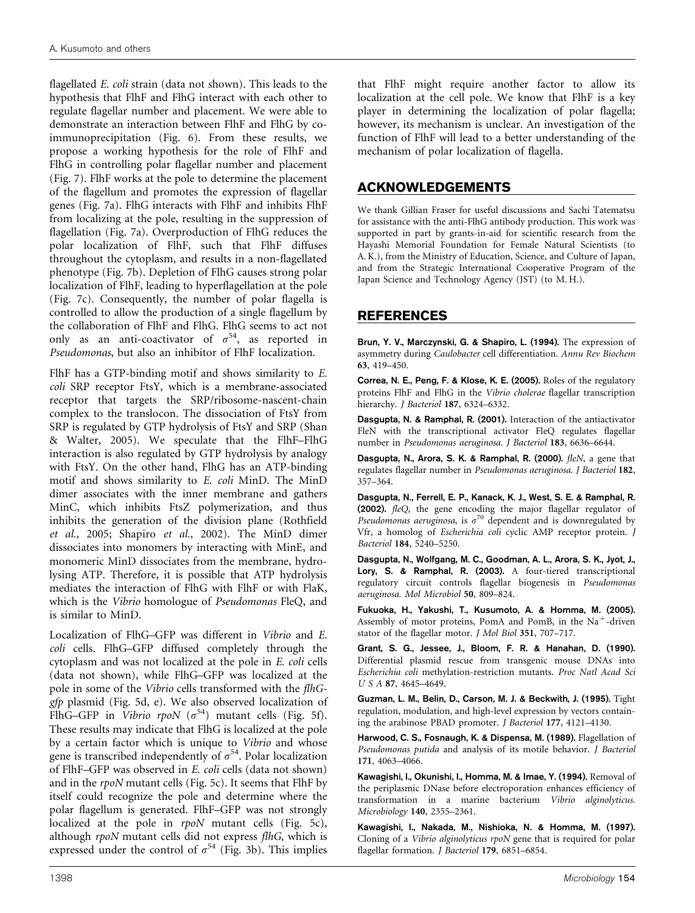flagellated *E. coli* strain (data not shown). This leads to the hypothesis that FlhF and FlhG interact with each other to regulate flagellar number and placement. We were able to demonstrate an interaction between FlhF and FlhG by co-immunoprecipitation (Fig. 6). From these results, we propose a working hypothesis for the role of FlhF and FlhG in controlling polar flagellar number and placement (Fig. 7). FlhF works at the pole to determine the placement of the flagellum and promotes the expression of flagellar genes (Fig. 7a). FlhG interacts with FlhF and inhibits FlhF from localizing at the pole, resulting in the suppression of flagellation (Fig. 7a). Overproduction of FlhG reduces the polar localization of FlhF, such that FlhF diffuses throughout the cytoplasm, and results in a non-flagellated phenotype (Fig. 7b). Depletion of FlhG causes strong polar localization of FlhF, leading to hyperflagellation at the pole (Fig. 7c). Consequently, the number of polar flagella is controlled to allow the production of a single flagellum by the collaboration of FlhF and FlhG. FlhG seems to act not only as an anti-coactivator of $\sigma^{54}$, as reported in *Pseudomonas*, but also an inhibitor of FlhF localization.

FlhF has a GTP-binding motif and shows similarity to *E. coli* SRP receptor FtsY, which is a membrane-associated receptor that targets the SRP/ribosome-nascent-chain complex to the translocon. The dissociation of FtsY from SRP is regulated by GTP hydrolysis of FtsY and SRP (Shan & Walter, 2005). We speculate that the FlhF–FlhG interaction is also regulated by GTP hydrolysis by analogy with FtsY. On the other hand, FlhG has an ATP-binding motif and shows similarity to *E. coli* MinD. The MinD dimer associates with the inner membrane and gathers MinC, which inhibits FtsZ polymerization, and thus inhibits the generation of the division plane (Rothfield *et al.*, 2005; Shapiro *et al.*, 2002). The MinD dimer dissociates into monomers by interacting with MinE, and monomeric MinD dissociates from the membrane, hydrolysing ATP. Therefore, it is possible that ATP hydrolysis mediates the interaction of FlhG with FlhF or with FlaK, which is the *Vibrio* homologue of *Pseudomonas* FleQ, and is similar to MinD.

Localization of FlhG–GFP was different in *Vibrio* and *E. coli* cells. FlhG–GFP diffused completely through the cytoplasm and was not localized at the pole in *E. coli* cells (data not shown), while FlhG–GFP was localized at the pole in some of the *Vibrio* cells transformed with the *flhG-gfp* plasmid (Fig. 5d, e). We also observed localization of FlhG–GFP in *Vibrio rpoN* ($\sigma^{54}$) mutant cells (Fig. 5f). These results may indicate that FlhG is localized at the pole by a certain factor which is unique to *Vibrio* and whose gene is transcribed independently of $\sigma^{54}$. Polar localization of FlhF–GFP was observed in *E. coli* cells (data not shown) and in the *rpoN* mutant cells (Fig. 5c). It seems that FlhF by itself could recognize the pole and determine where the polar flagellum is generated. FlhF–GFP was not strongly localized at the pole in *rpoN* mutant cells (Fig. 5c), although *rpoN* mutant cells did not express *flhG*, which is expressed under the control of $\sigma^{54}$ (Fig. 3b). This implies that FlhF might require another factor to allow its localization at the cell pole. We know that FlhF is a key player in determining the localization of polar flagella; however, its mechanism is unclear. An investigation of the function of FlhF will lead to a better understanding of the mechanism of polar localization of flagella.

## ACKNOWLEDGEMENTS

We thank Gillian Fraser for useful discussions and Sachi Tatematsu for assistance with the anti-FlhG antibody production. This work was supported in part by grants-in-aid for scientific research from the Hayashi Memorial Foundation for Female Natural Scientists (to A. K.), from the Ministry of Education, Science, and Culture of Japan, and from the Strategic International Cooperative Program of the Japan Science and Technology Agency (JST) (to M. H.).

## REFERENCES

**Brun, Y. V., Marczynski, G. & Shapiro, L. (1994).** The expression of asymmetry during *Caulobacter* cell differentiation. *Annu Rev Biochem* **63**, 419–450.

**Correa, N. E., Peng, F. & Klose, K. E. (2005).** Roles of the regulatory proteins FlhF and FlhG in the *Vibrio cholerae* flagellar transcription hierarchy. *J Bacteriol* **187**, 6324–6332.

**Dasgupta, N. & Ramphal, R. (2001).** Interaction of the antiactivator FleN with the transcriptional activator FleQ regulates flagellar number in *Pseudomonas aeruginosa*. *J Bacteriol* **183**, 6636–6644.

**Dasgupta, N., Arora, S. K. & Ramphal, R. (2000).** *fleN*, a gene that regulates flagellar number in *Pseudomonas aeruginosa*. *J Bacteriol* **182**, 357–364.

**Dasgupta, N., Ferrell, E. P., Kanack, K. J., West, S. E. & Ramphal, R. (2002).** *fleQ*, the gene encoding the major flagellar regulator of *Pseudomonas aeruginosa*, is $\sigma^{70}$ dependent and is downregulated by Vfr, a homolog of *Escherichia coli* cyclic AMP receptor protein. *J Bacteriol* **184**, 5240–5250.

**Dasgupta, N., Wolfgang, M. C., Goodman, A. L., Arora, S. K., Jyot, J., Lory, S. & Ramphal, R. (2003).** A four-tiered transcriptional regulatory circuit controls flagellar biogenesis in *Pseudomonas aeruginosa*. *Mol Microbiol* **50**, 809–824.

**Fukuoka, H., Yakushi, T., Kusumoto, A. & Homma, M. (2005).** Assembly of motor proteins, PomA and PomB, in the $Na^{+}$-driven stator of the flagellar motor. *J Mol Biol* **351**, 707–717.

**Grant, S. G., Jessee, J., Bloom, F. R. & Hanahan, D. (1990).** Differential plasmid rescue from transgenic mouse DNAs into *Escherichia coli* methylation-restriction mutants. *Proc Natl Acad Sci U S A* **87**, 4645–4649.

**Guzman, L. M., Belin, D., Carson, M. J. & Beckwith, J. (1995).** Tight regulation, modulation, and high-level expression by vectors containing the arabinose PBAD promoter. *J Bacteriol* **177**, 4121–4130.

**Harwood, C. S., Fosnaugh, K. & Dispensa, M. (1989).** Flagellation of *Pseudomonas putida* and analysis of its motile behavior. *J Bacteriol* **171**, 4063–4066.

**Kawagishi, I., Okunishi, I., Homma, M. & Imae, Y. (1994).** Removal of the periplasmic DNase before electroporation enhances efficiency of transformation in a marine bacterium *Vibrio alginolyticus*. *Microbiology* **140**, 2355–2361.

**Kawagishi, I., Nakada, M., Nishioka, N. & Homma, M. (1997).** Cloning of a *Vibrio alginolyticus rpoN* gene that is required for polar flagellar formation. *J Bacteriol* **179**, 6851–6854.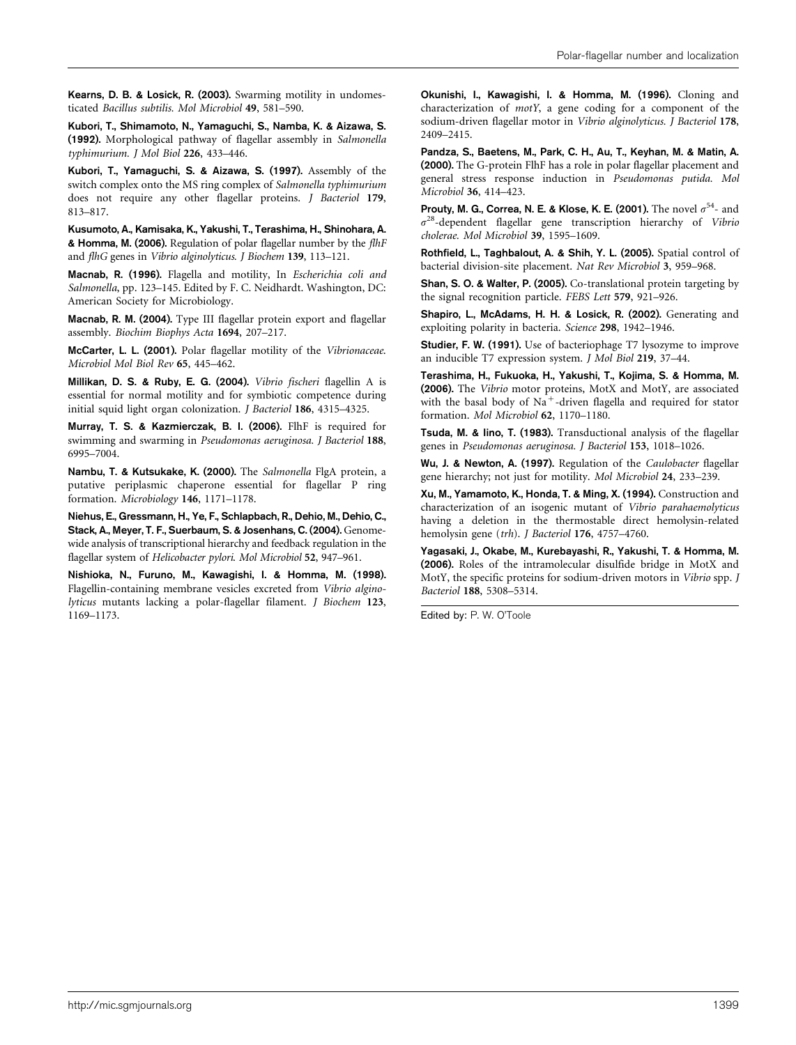**Kearns, D. B. & Losick, R. (2003).** Swarming motility in undomesticated *Bacillus subtilis*. *Mol Microbiol* **49**, 581–590.

**Kubori, T., Shimamoto, N., Yamaguchi, S., Namba, K. & Aizawa, S. (1992).** Morphological pathway of flagellar assembly in *Salmonella typhimurium*. *J Mol Biol* **226**, 433–446.

**Kubori, T., Yamaguchi, S. & Aizawa, S. (1997).** Assembly of the switch complex onto the MS ring complex of *Salmonella typhimurium* does not require any other flagellar proteins. *J Bacteriol* **179**, 813–817.

**Kusumoto, A., Kamisaka, K., Yakushi, T., Terashima, H., Shinohara, A. & Homma, M. (2006).** Regulation of polar flagellar number by the *flhF* and *flhG* genes in *Vibrio alginolyticus*. *J Biochem* **139**, 113–121.

**Macnab, R. (1996).** Flagella and motility, In *Escherichia coli and Salmonella*, pp. 123–145. Edited by F. C. Neidhardt. Washington, DC: American Society for Microbiology.

**Macnab, R. M. (2004).** Type III flagellar protein export and flagellar assembly. *Biochim Biophys Acta* **1694**, 207–217.

**McCarter, L. L. (2001).** Polar flagellar motility of the *Vibrionaceae*. *Microbiol Mol Biol Rev* **65**, 445–462.

**Millikan, D. S. & Ruby, E. G. (2004).** *Vibrio fischeri* flagellin A is essential for normal motility and for symbiotic competence during initial squid light organ colonization. *J Bacteriol* **186**, 4315–4325.

**Murray, T. S. & Kazmierczak, B. I. (2006).** FlhF is required for swimming and swarming in *Pseudomonas aeruginosa*. *J Bacteriol* **188**, 6995–7004.

**Nambu, T. & Kutsukake, K. (2000).** The *Salmonella* FlgA protein, a putative periplasmic chaperone essential for flagellar P ring formation. *Microbiology* **146**, 1171–1178.

**Niehus, E., Gressmann, H., Ye, F., Schlapbach, R., Dehio, M., Dehio, C., Stack, A., Meyer, T. F., Suerbaum, S. & Josenhans, C. (2004).** Genome-wide analysis of transcriptional hierarchy and feedback regulation in the flagellar system of *Helicobacter pylori*. *Mol Microbiol* **52**, 947–961.

**Nishioka, N., Furuno, M., Kawagishi, I. & Homma, M. (1998).** Flagellin-containing membrane vesicles excreted from *Vibrio alginolyticus* mutants lacking a polar-flagellar filament. *J Biochem* **123**, 1169–1173.

**Okunishi, I., Kawagishi, I. & Homma, M. (1996).** Cloning and characterization of *motY*, a gene coding for a component of the sodium-driven flagellar motor in *Vibrio alginolyticus*. *J Bacteriol* **178**, 2409–2415.

**Pandza, S., Baetens, M., Park, C. H., Au, T., Keyhan, M. & Matin, A. (2000).** The G-protein FlhF has a role in polar flagellar placement and general stress response induction in *Pseudomonas putida*. *Mol Microbiol* **36**, 414–423.

**Prouty, M. G., Correa, N. E. & Klose, K. E. (2001).** The novel $\sigma^{54}$- and $\sigma^{28}$-dependent flagellar gene transcription hierarchy of *Vibrio cholerae*. *Mol Microbiol* **39**, 1595–1609.

**Rothfield, L., Taghbalout, A. & Shih, Y. L. (2005).** Spatial control of bacterial division-site placement. *Nat Rev Microbiol* **3**, 959–968.

**Shan, S. O. & Walter, P. (2005).** Co-translational protein targeting by the signal recognition particle. *FEBS Lett* **579**, 921–926.

**Shapiro, L., McAdams, H. H. & Losick, R. (2002).** Generating and exploiting polarity in bacteria. *Science* **298**, 1942–1946.

**Studier, F. W. (1991).** Use of bacteriophage T7 lysozyme to improve an inducible T7 expression system. *J Mol Biol* **219**, 37–44.

**Terashima, H., Fukuoka, H., Yakushi, T., Kojima, S. & Homma, M. (2006).** The *Vibrio* motor proteins, MotX and MotY, are associated with the basal body of $Na^+$-driven flagella and required for stator formation. *Mol Microbiol* **62**, 1170–1180.

**Tsuda, M. & Iino, T. (1983).** Transductional analysis of the flagellar genes in *Pseudomonas aeruginosa*. *J Bacteriol* **153**, 1018–1026.

**Wu, J. & Newton, A. (1997).** Regulation of the *Caulobacter* flagellar gene hierarchy; not just for motility. *Mol Microbiol* **24**, 233–239.

**Xu, M., Yamamoto, K., Honda, T. & Ming, X. (1994).** Construction and characterization of an isogenic mutant of *Vibrio parahaemolyticus* having a deletion in the thermostable direct hemolysin-related hemolysin gene (*trh*). *J Bacteriol* **176**, 4757–4760.

**Yagasaki, J., Okabe, M., Kurebayashi, R., Yakushi, T. & Homma, M. (2006).** Roles of the intramolecular disulfide bridge in MotX and MotY, the specific proteins for sodium-driven motors in *Vibrio* spp. *J Bacteriol* **188**, 5308–5314.

Edited by: P. W. O'Toole